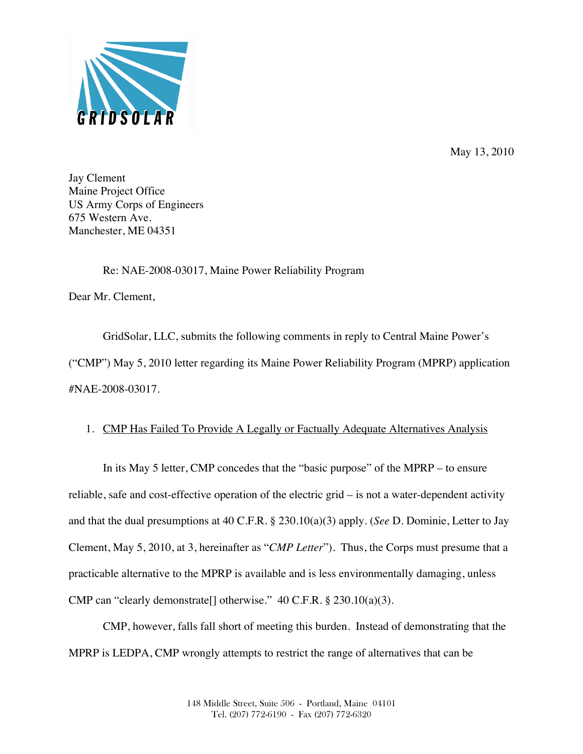GRIDSOLAR

May 13, 2010

Jay Clement
Maine Project Office
US Army Corps of Engineers
675 Western Ave.
Manchester, ME 04351

Re: NAE-2008-03017, Maine Power Reliability Program

Dear Mr. Clement,

GridSolar, LLC, submits the following comments in reply to Central Maine Power's ("CMP") May 5, 2010 letter regarding its Maine Power Reliability Program (MPRP) application #NAE-2008-03017.

1. <u>CMP Has Failed To Provide A Legally or Factually Adequate Alternatives Analysis</u>

In its May 5 letter, CMP concedes that the "basic purpose" of the MPRP – to ensure reliable, safe and cost-effective operation of the electric grid – is not a water-dependent activity and that the dual presumptions at 40 C.F.R. § 230.10(a)(3) apply. (*See* D. Dominie, Letter to Jay Clement, May 5, 2010, at 3, hereinafter as "*CMP Letter*"). Thus, the Corps must presume that a practicable alternative to the MPRP is available and is less environmentally damaging, unless CMP can "clearly demonstrate[] otherwise." 40 C.F.R. § 230.10(a)(3).

CMP, however, falls fall short of meeting this burden. Instead of demonstrating that the MPRP is LEDPA, CMP wrongly attempts to restrict the range of alternatives that can be

148 Middle Street, Suite 506 - Portland, Maine 04101
Tel. (207) 772-6190 - Fax (207) 772-6320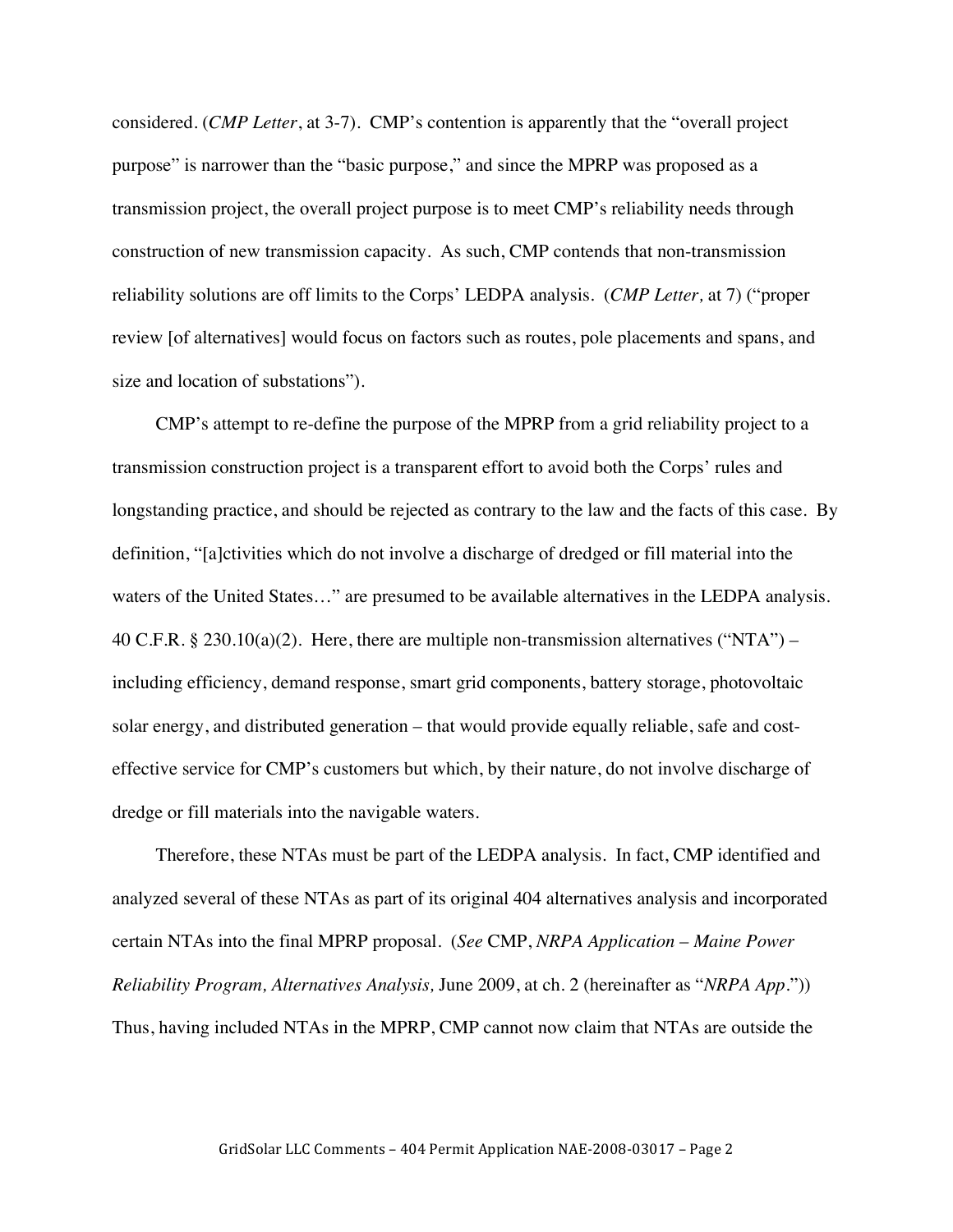considered. (*CMP Letter*, at 3-7). CMP's contention is apparently that the "overall project purpose" is narrower than the "basic purpose," and since the MPRP was proposed as a transmission project, the overall project purpose is to meet CMP's reliability needs through construction of new transmission capacity. As such, CMP contends that non-transmission reliability solutions are off limits to the Corps' LEDPA analysis. (*CMP Letter,* at 7) ("proper review [of alternatives] would focus on factors such as routes, pole placements and spans, and size and location of substations").

CMP's attempt to re-define the purpose of the MPRP from a grid reliability project to a transmission construction project is a transparent effort to avoid both the Corps' rules and longstanding practice, and should be rejected as contrary to the law and the facts of this case. By definition, "[a]ctivities which do not involve a discharge of dredged or fill material into the waters of the United States…" are presumed to be available alternatives in the LEDPA analysis. 40 C.F.R. § 230.10(a)(2). Here, there are multiple non-transmission alternatives ("NTA") – including efficiency, demand response, smart grid components, battery storage, photovoltaic solar energy, and distributed generation – that would provide equally reliable, safe and cost-effective service for CMP's customers but which, by their nature, do not involve discharge of dredge or fill materials into the navigable waters.

Therefore, these NTAs must be part of the LEDPA analysis. In fact, CMP identified and analyzed several of these NTAs as part of its original 404 alternatives analysis and incorporated certain NTAs into the final MPRP proposal. (*See* CMP, *NRPA Application – Maine Power Reliability Program, Alternatives Analysis,* June 2009, at ch. 2 (hereinafter as "*NRPA App*.")) Thus, having included NTAs in the MPRP, CMP cannot now claim that NTAs are outside the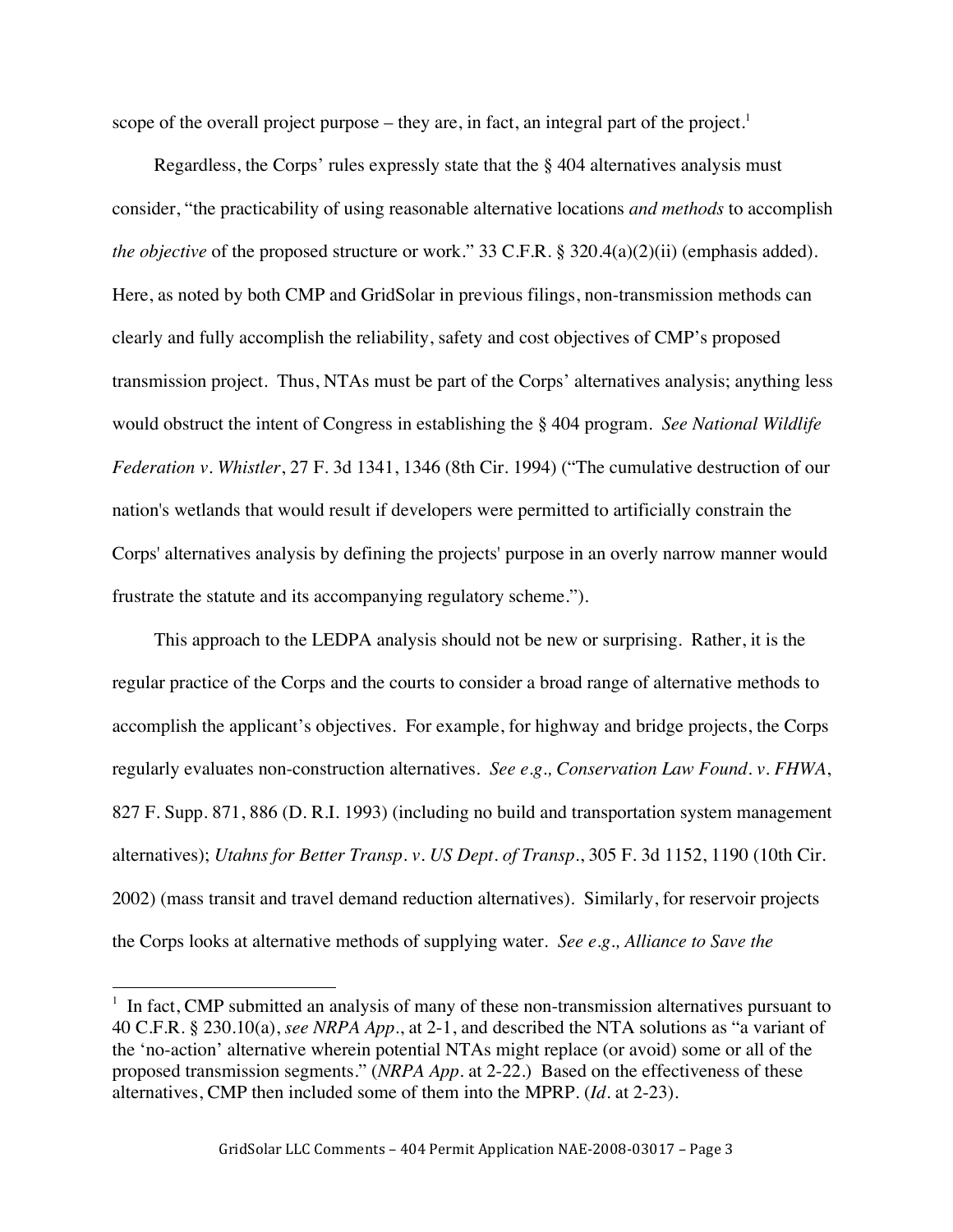scope of the overall project purpose – they are, in fact, an integral part of the project.[1]

Regardless, the Corps' rules expressly state that the § 404 alternatives analysis must consider, "the practicability of using reasonable alternative locations *and methods* to accomplish *the objective* of the proposed structure or work." 33 C.F.R. § 320.4(a)(2)(ii) (emphasis added). Here, as noted by both CMP and GridSolar in previous filings, non-transmission methods can clearly and fully accomplish the reliability, safety and cost objectives of CMP's proposed transmission project. Thus, NTAs must be part of the Corps' alternatives analysis; anything less would obstruct the intent of Congress in establishing the § 404 program. *See National Wildlife Federation v. Whistler*, 27 F. 3d 1341, 1346 (8th Cir. 1994) ("The cumulative destruction of our nation's wetlands that would result if developers were permitted to artificially constrain the Corps' alternatives analysis by defining the projects' purpose in an overly narrow manner would frustrate the statute and its accompanying regulatory scheme.").

This approach to the LEDPA analysis should not be new or surprising. Rather, it is the regular practice of the Corps and the courts to consider a broad range of alternative methods to accomplish the applicant's objectives. For example, for highway and bridge projects, the Corps regularly evaluates non-construction alternatives. *See e.g., Conservation Law Found. v. FHWA*, 827 F. Supp. 871, 886 (D. R.I. 1993) (including no build and transportation system management alternatives); *Utahns for Better Transp. v. US Dept. of Transp.*, 305 F. 3d 1152, 1190 (10th Cir. 2002) (mass transit and travel demand reduction alternatives). Similarly, for reservoir projects the Corps looks at alternative methods of supplying water. *See e.g., Alliance to Save the*

---

[1] In fact, CMP submitted an analysis of many of these non-transmission alternatives pursuant to 40 C.F.R. § 230.10(a), *see NRPA App.*, at 2-1, and described the NTA solutions as "a variant of the 'no-action' alternative wherein potential NTAs might replace (or avoid) some or all of the proposed transmission segments." (*NRPA App.* at 2-22.) Based on the effectiveness of these alternatives, CMP then included some of them into the MPRP. (*Id.* at 2-23).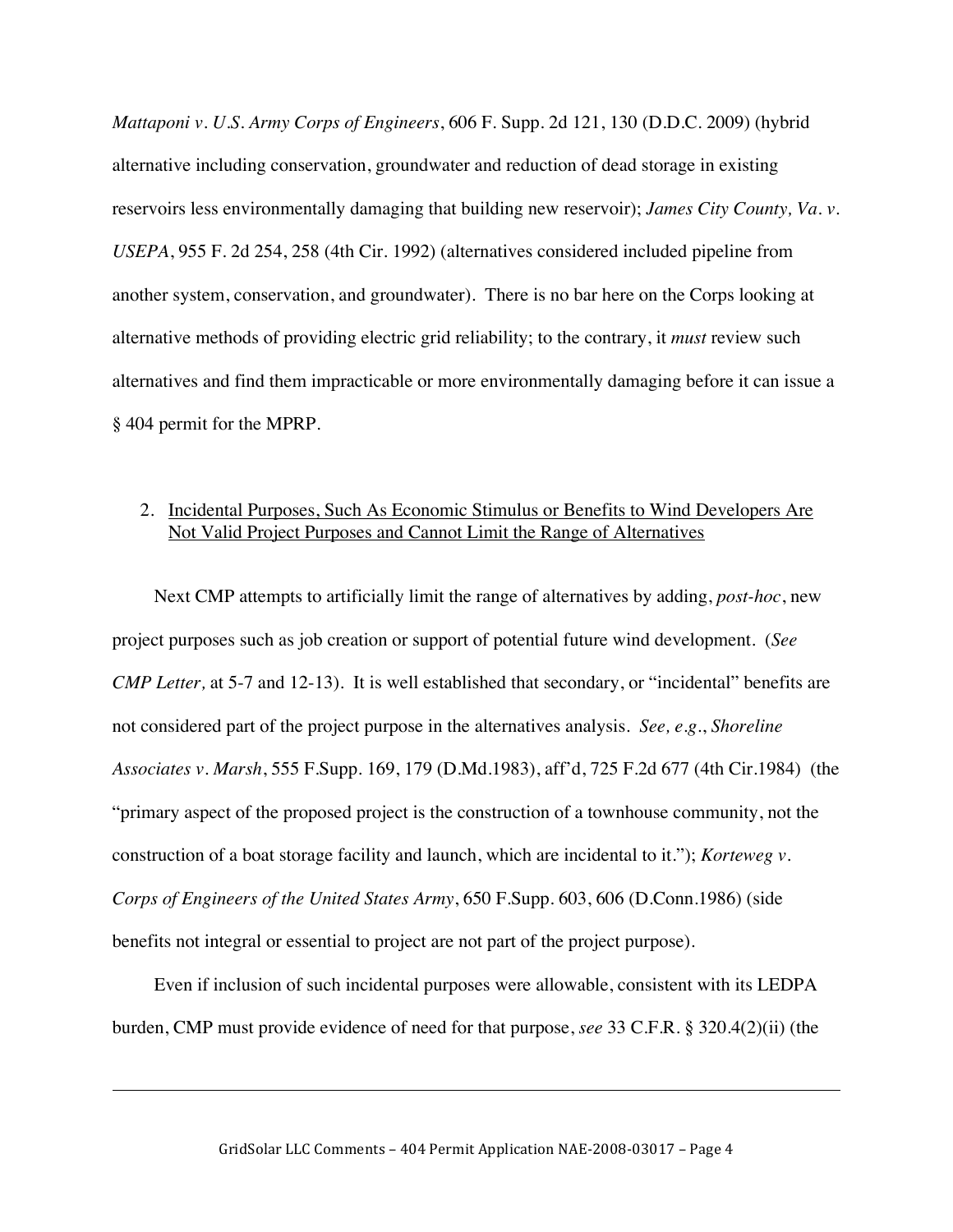*Mattaponi v. U.S. Army Corps of Engineers*, 606 F. Supp. 2d 121, 130 (D.D.C. 2009) (hybrid alternative including conservation, groundwater and reduction of dead storage in existing reservoirs less environmentally damaging that building new reservoir); *James City County, Va. v. USEPA*, 955 F. 2d 254, 258 (4th Cir. 1992) (alternatives considered included pipeline from another system, conservation, and groundwater). There is no bar here on the Corps looking at alternative methods of providing electric grid reliability; to the contrary, it *must* review such alternatives and find them impracticable or more environmentally damaging before it can issue a § 404 permit for the MPRP.

2. <u>Incidental Purposes, Such As Economic Stimulus or Benefits to Wind Developers Are Not Valid Project Purposes and Cannot Limit the Range of Alternatives</u>

Next CMP attempts to artificially limit the range of alternatives by adding, *post-hoc*, new project purposes such as job creation or support of potential future wind development. (*See CMP Letter,* at 5-7 and 12-13). It is well established that secondary, or "incidental" benefits are not considered part of the project purpose in the alternatives analysis. *See, e.g.*, *Shoreline Associates v. Marsh*, 555 F.Supp. 169, 179 (D.Md.1983), aff'd, 725 F.2d 677 (4th Cir.1984) (the "primary aspect of the proposed project is the construction of a townhouse community, not the construction of a boat storage facility and launch, which are incidental to it."); *Korteweg v. Corps of Engineers of the United States Army*, 650 F.Supp. 603, 606 (D.Conn.1986) (side benefits not integral or essential to project are not part of the project purpose).

Even if inclusion of such incidental purposes were allowable, consistent with its LEDPA burden, CMP must provide evidence of need for that purpose, *see* 33 C.F.R. § 320.4(2)(ii) (the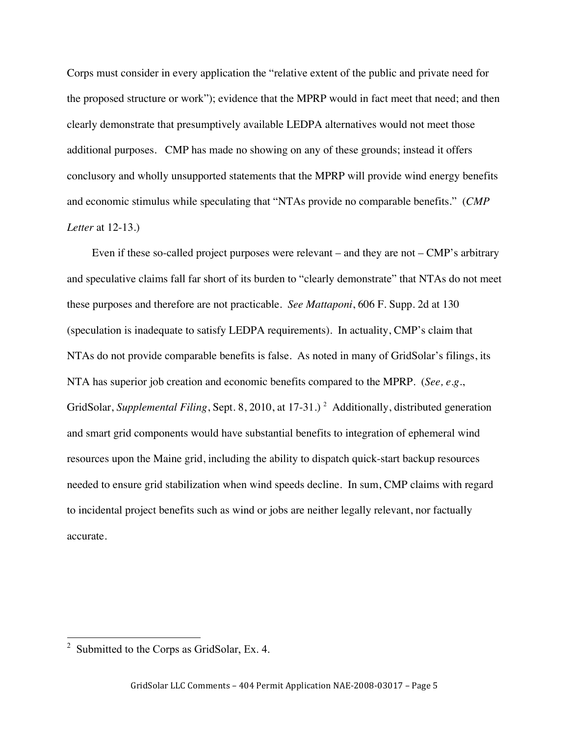Corps must consider in every application the "relative extent of the public and private need for the proposed structure or work"); evidence that the MPRP would in fact meet that need; and then clearly demonstrate that presumptively available LEDPA alternatives would not meet those additional purposes. CMP has made no showing on any of these grounds; instead it offers conclusory and wholly unsupported statements that the MPRP will provide wind energy benefits and economic stimulus while speculating that "NTAs provide no comparable benefits." (*CMP Letter* at 12-13.)

Even if these so-called project purposes were relevant – and they are not – CMP's arbitrary and speculative claims fall far short of its burden to "clearly demonstrate" that NTAs do not meet these purposes and therefore are not practicable. *See Mattaponi*, 606 F. Supp. 2d at 130 (speculation is inadequate to satisfy LEDPA requirements). In actuality, CMP's claim that NTAs do not provide comparable benefits is false. As noted in many of GridSolar's filings, its NTA has superior job creation and economic benefits compared to the MPRP. (*See, e.g.*, GridSolar, *Supplemental Filing*, Sept. 8, 2010, at 17-31.) [2] Additionally, distributed generation and smart grid components would have substantial benefits to integration of ephemeral wind resources upon the Maine grid, including the ability to dispatch quick-start backup resources needed to ensure grid stabilization when wind speeds decline. In sum, CMP claims with regard to incidental project benefits such as wind or jobs are neither legally relevant, nor factually accurate.

---

[2] Submitted to the Corps as GridSolar, Ex. 4.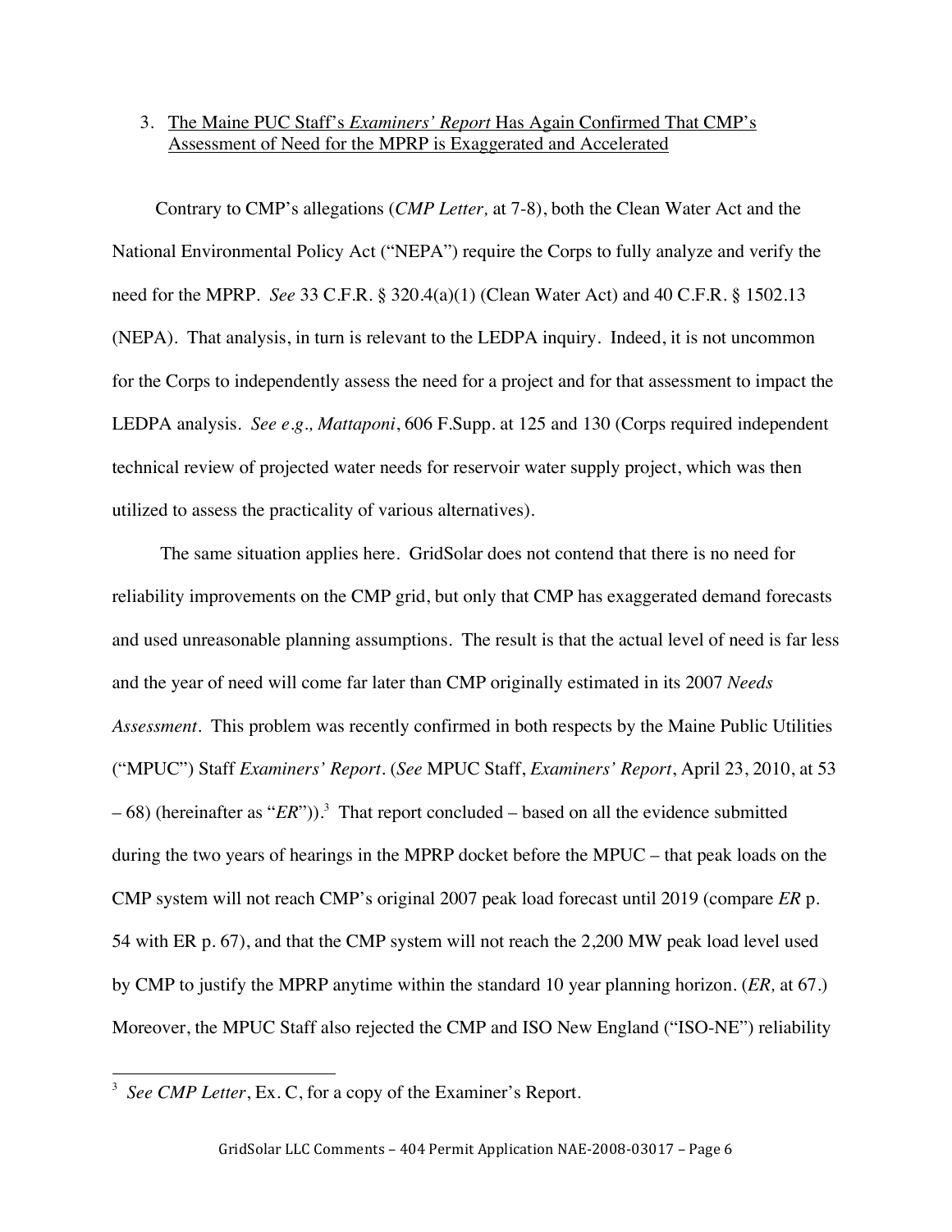3. <u>The Maine PUC Staff's *Examiners' Report* Has Again Confirmed That CMP's Assessment of Need for the MPRP is Exaggerated and Accelerated</u>

Contrary to CMP's allegations (*CMP Letter,* at 7-8), both the Clean Water Act and the National Environmental Policy Act ("NEPA") require the Corps to fully analyze and verify the need for the MPRP. *See* 33 C.F.R. § 320.4(a)(1) (Clean Water Act) and 40 C.F.R. § 1502.13 (NEPA). That analysis, in turn is relevant to the LEDPA inquiry. Indeed, it is not uncommon for the Corps to independently assess the need for a project and for that assessment to impact the LEDPA analysis. *See e.g., Mattaponi*, 606 F.Supp. at 125 and 130 (Corps required independent technical review of projected water needs for reservoir water supply project, which was then utilized to assess the practicality of various alternatives).

The same situation applies here. GridSolar does not contend that there is no need for reliability improvements on the CMP grid, but only that CMP has exaggerated demand forecasts and used unreasonable planning assumptions. The result is that the actual level of need is far less and the year of need will come far later than CMP originally estimated in its 2007 *Needs Assessment*. This problem was recently confirmed in both respects by the Maine Public Utilities ("MPUC") Staff *Examiners' Report*. (*See* MPUC Staff, *Examiners' Report*, April 23, 2010, at 53 – 68) (hereinafter as "*ER*")).[3] That report concluded – based on all the evidence submitted during the two years of hearings in the MPRP docket before the MPUC – that peak loads on the CMP system will not reach CMP's original 2007 peak load forecast until 2019 (compare *ER* p. 54 with ER p. 67), and that the CMP system will not reach the 2,200 MW peak load level used by CMP to justify the MPRP anytime within the standard 10 year planning horizon. (*ER,* at 67.) Moreover, the MPUC Staff also rejected the CMP and ISO New England ("ISO-NE") reliability

[3] *See CMP Letter*, Ex. C, for a copy of the Examiner's Report.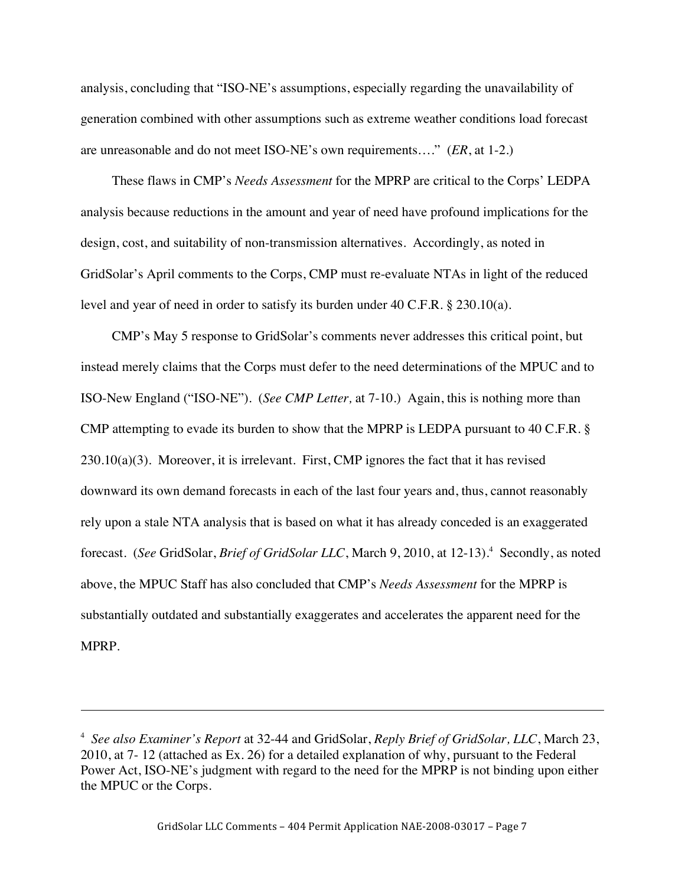analysis, concluding that "ISO-NE's assumptions, especially regarding the unavailability of generation combined with other assumptions such as extreme weather conditions load forecast are unreasonable and do not meet ISO-NE's own requirements…." (*ER*, at 1-2.)

These flaws in CMP's *Needs Assessment* for the MPRP are critical to the Corps' LEDPA analysis because reductions in the amount and year of need have profound implications for the design, cost, and suitability of non-transmission alternatives. Accordingly, as noted in GridSolar's April comments to the Corps, CMP must re-evaluate NTAs in light of the reduced level and year of need in order to satisfy its burden under 40 C.F.R. § 230.10(a).

CMP's May 5 response to GridSolar's comments never addresses this critical point, but instead merely claims that the Corps must defer to the need determinations of the MPUC and to ISO-New England ("ISO-NE"). (*See CMP Letter,* at 7-10.) Again, this is nothing more than CMP attempting to evade its burden to show that the MPRP is LEDPA pursuant to 40 C.F.R. § 230.10(a)(3). Moreover, it is irrelevant. First, CMP ignores the fact that it has revised downward its own demand forecasts in each of the last four years and, thus, cannot reasonably rely upon a stale NTA analysis that is based on what it has already conceded is an exaggerated forecast. (*See* GridSolar, *Brief of GridSolar LLC*, March 9, 2010, at 12-13).[4] Secondly, as noted above, the MPUC Staff has also concluded that CMP's *Needs Assessment* for the MPRP is substantially outdated and substantially exaggerates and accelerates the apparent need for the MPRP.

---

[4] *See also Examiner's Report* at 32-44 and GridSolar, *Reply Brief of GridSolar, LLC*, March 23, 2010, at 7- 12 (attached as Ex. 26) for a detailed explanation of why, pursuant to the Federal Power Act, ISO-NE's judgment with regard to the need for the MPRP is not binding upon either the MPUC or the Corps.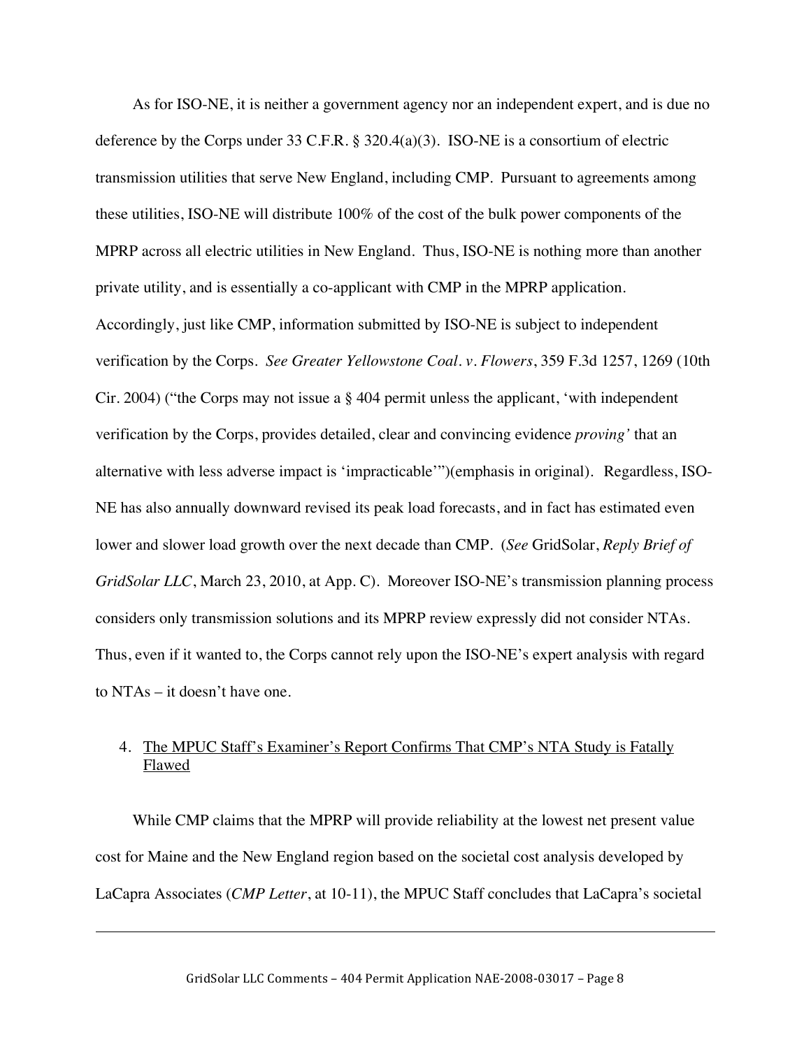As for ISO-NE, it is neither a government agency nor an independent expert, and is due no deference by the Corps under 33 C.F.R. § 320.4(a)(3). ISO-NE is a consortium of electric transmission utilities that serve New England, including CMP. Pursuant to agreements among these utilities, ISO-NE will distribute 100% of the cost of the bulk power components of the MPRP across all electric utilities in New England. Thus, ISO-NE is nothing more than another private utility, and is essentially a co-applicant with CMP in the MPRP application. Accordingly, just like CMP, information submitted by ISO-NE is subject to independent verification by the Corps. *See Greater Yellowstone Coal. v. Flowers*, 359 F.3d 1257, 1269 (10th Cir. 2004) ("the Corps may not issue a § 404 permit unless the applicant, 'with independent verification by the Corps, provides detailed, clear and convincing evidence *proving'* that an alternative with less adverse impact is 'impracticable'")(emphasis in original). Regardless, ISO-NE has also annually downward revised its peak load forecasts, and in fact has estimated even lower and slower load growth over the next decade than CMP. (*See* GridSolar, *Reply Brief of GridSolar LLC*, March 23, 2010, at App. C). Moreover ISO-NE's transmission planning process considers only transmission solutions and its MPRP review expressly did not consider NTAs. Thus, even if it wanted to, the Corps cannot rely upon the ISO-NE's expert analysis with regard to NTAs – it doesn't have one.

4. <u>The MPUC Staff's Examiner's Report Confirms That CMP's NTA Study is Fatally Flawed</u>

While CMP claims that the MPRP will provide reliability at the lowest net present value cost for Maine and the New England region based on the societal cost analysis developed by LaCapra Associates (*CMP Letter*, at 10-11), the MPUC Staff concludes that LaCapra's societal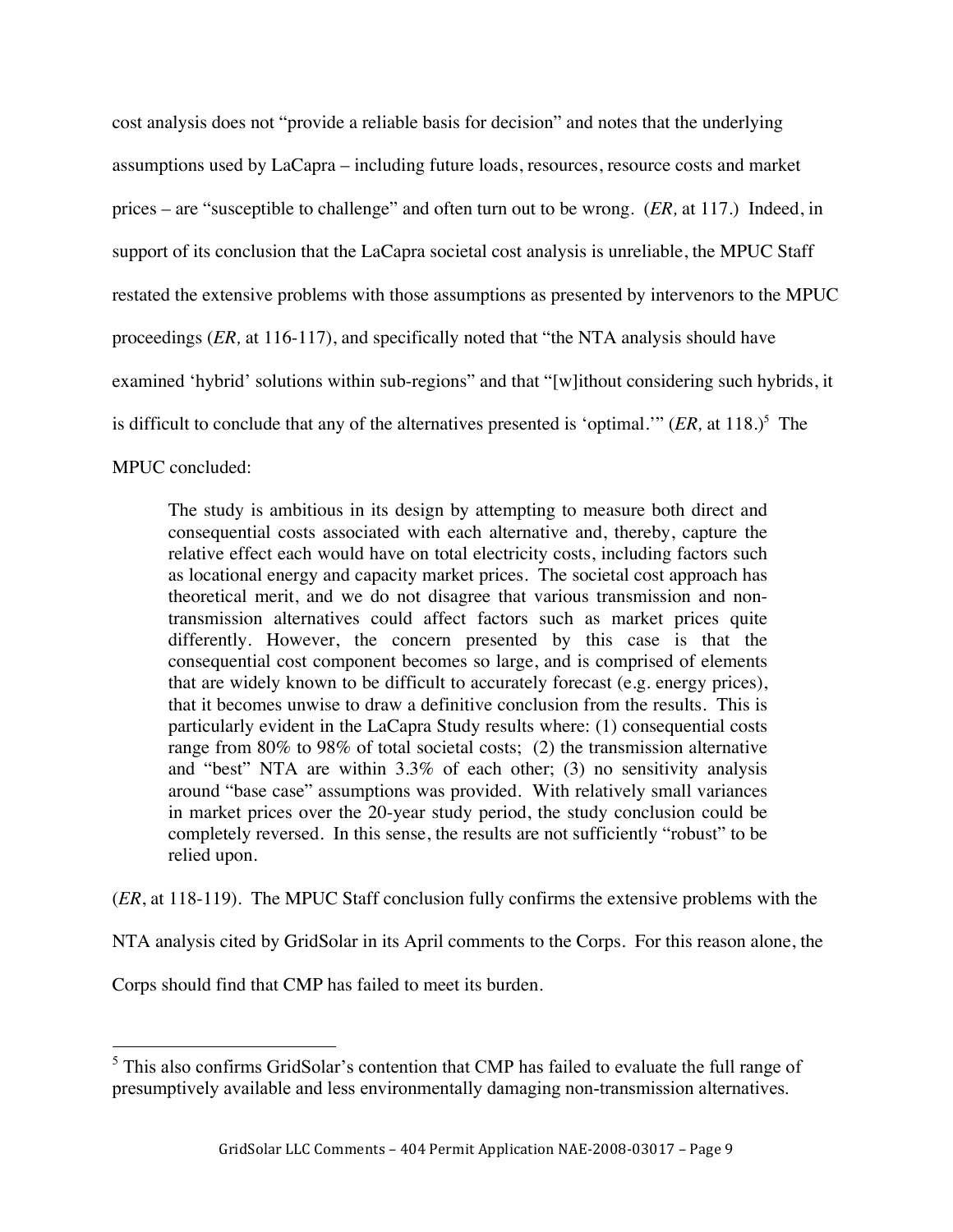cost analysis does not "provide a reliable basis for decision" and notes that the underlying assumptions used by LaCapra – including future loads, resources, resource costs and market prices – are "susceptible to challenge" and often turn out to be wrong. (*ER,* at 117.) Indeed, in support of its conclusion that the LaCapra societal cost analysis is unreliable, the MPUC Staff restated the extensive problems with those assumptions as presented by intervenors to the MPUC proceedings (*ER,* at 116-117), and specifically noted that "the NTA analysis should have examined 'hybrid' solutions within sub-regions" and that "[w]ithout considering such hybrids, it is difficult to conclude that any of the alternatives presented is 'optimal.'" (*ER,* at 118.)[5] The MPUC concluded:

> The study is ambitious in its design by attempting to measure both direct and consequential costs associated with each alternative and, thereby, capture the relative effect each would have on total electricity costs, including factors such as locational energy and capacity market prices. The societal cost approach has theoretical merit, and we do not disagree that various transmission and non-transmission alternatives could affect factors such as market prices quite differently. However, the concern presented by this case is that the consequential cost component becomes so large, and is comprised of elements that are widely known to be difficult to accurately forecast (e.g. energy prices), that it becomes unwise to draw a definitive conclusion from the results. This is particularly evident in the LaCapra Study results where: (1) consequential costs range from 80% to 98% of total societal costs; (2) the transmission alternative and "best" NTA are within 3.3% of each other; (3) no sensitivity analysis around "base case" assumptions was provided. With relatively small variances in market prices over the 20-year study period, the study conclusion could be completely reversed. In this sense, the results are not sufficiently "robust" to be relied upon.

(*ER*, at 118-119). The MPUC Staff conclusion fully confirms the extensive problems with the NTA analysis cited by GridSolar in its April comments to the Corps. For this reason alone, the Corps should find that CMP has failed to meet its burden.

---

[5] This also confirms GridSolar's contention that CMP has failed to evaluate the full range of presumptively available and less environmentally damaging non-transmission alternatives.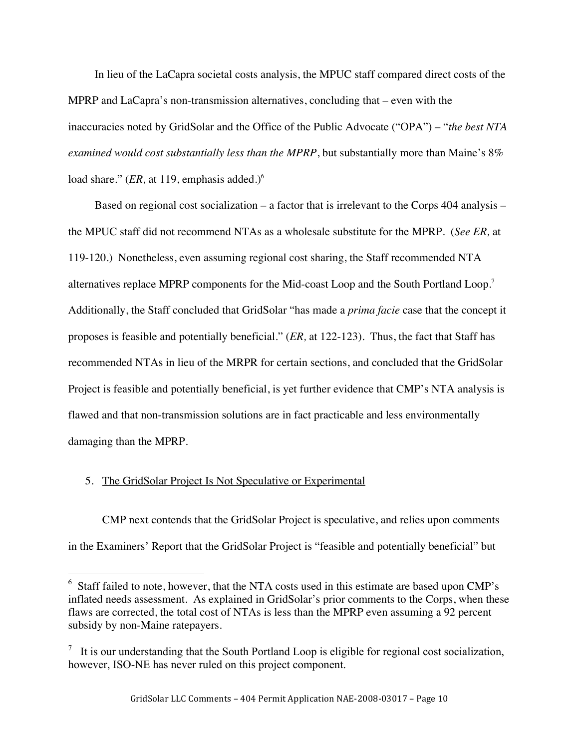In lieu of the LaCapra societal costs analysis, the MPUC staff compared direct costs of the MPRP and LaCapra's non-transmission alternatives, concluding that – even with the inaccuracies noted by GridSolar and the Office of the Public Advocate ("OPA") – "*the best NTA examined would cost substantially less than the MPRP*, but substantially more than Maine's 8% load share." (*ER,* at 119, emphasis added.)[6]

Based on regional cost socialization – a factor that is irrelevant to the Corps 404 analysis – the MPUC staff did not recommend NTAs as a wholesale substitute for the MPRP. (*See ER,* at 119-120.) Nonetheless, even assuming regional cost sharing, the Staff recommended NTA alternatives replace MPRP components for the Mid-coast Loop and the South Portland Loop.[7] Additionally, the Staff concluded that GridSolar "has made a *prima facie* case that the concept it proposes is feasible and potentially beneficial." (*ER,* at 122-123). Thus, the fact that Staff has recommended NTAs in lieu of the MRPR for certain sections, and concluded that the GridSolar Project is feasible and potentially beneficial, is yet further evidence that CMP's NTA analysis is flawed and that non-transmission solutions are in fact practicable and less environmentally damaging than the MPRP.

5. <u>The GridSolar Project Is Not Speculative or Experimental</u>

CMP next contends that the GridSolar Project is speculative, and relies upon comments in the Examiners' Report that the GridSolar Project is "feasible and potentially beneficial" but

---

[6] Staff failed to note, however, that the NTA costs used in this estimate are based upon CMP's inflated needs assessment. As explained in GridSolar's prior comments to the Corps, when these flaws are corrected, the total cost of NTAs is less than the MPRP even assuming a 92 percent subsidy by non-Maine ratepayers.

[7] It is our understanding that the South Portland Loop is eligible for regional cost socialization, however, ISO-NE has never ruled on this project component.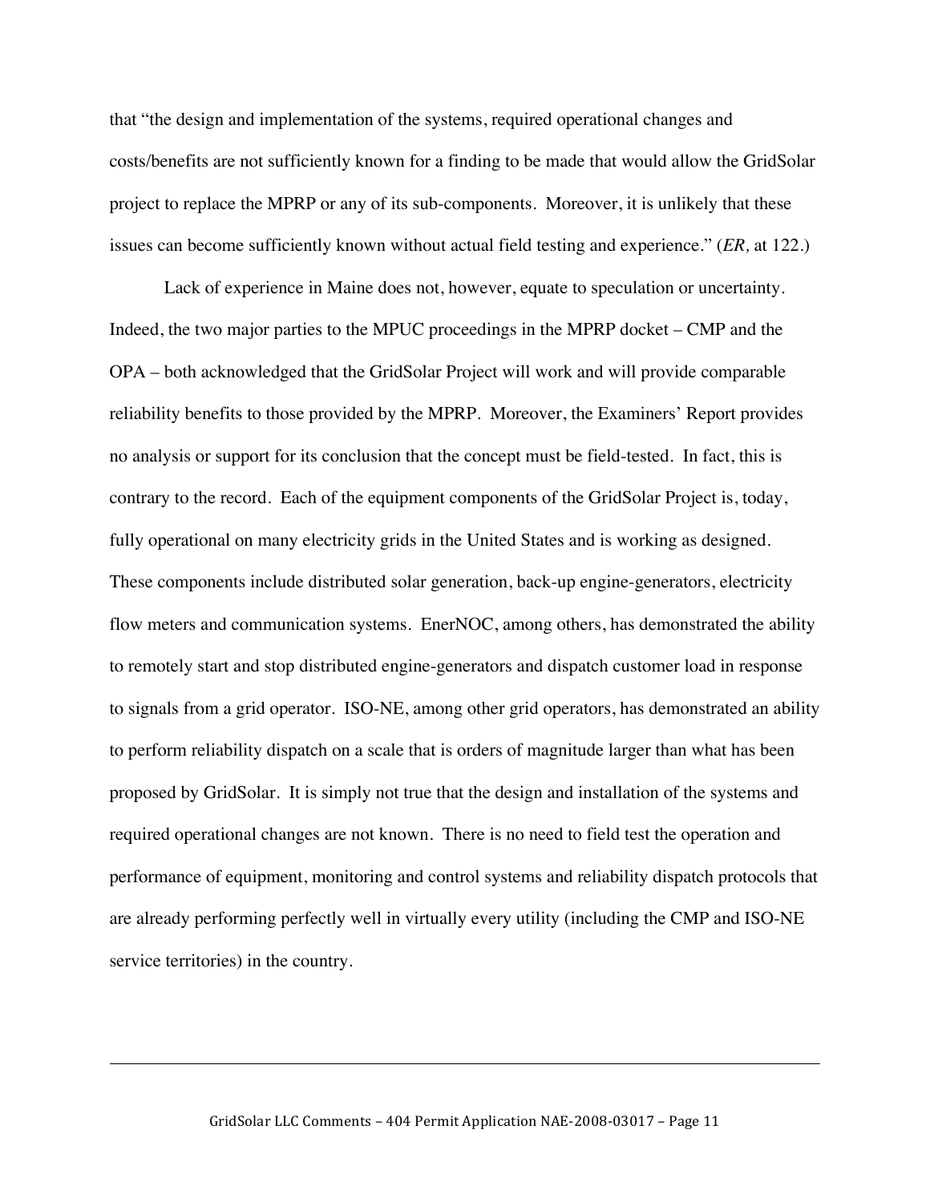that "the design and implementation of the systems, required operational changes and costs/benefits are not sufficiently known for a finding to be made that would allow the GridSolar project to replace the MPRP or any of its sub-components. Moreover, it is unlikely that these issues can become sufficiently known without actual field testing and experience." (*ER,* at 122.)

Lack of experience in Maine does not, however, equate to speculation or uncertainty. Indeed, the two major parties to the MPUC proceedings in the MPRP docket – CMP and the OPA – both acknowledged that the GridSolar Project will work and will provide comparable reliability benefits to those provided by the MPRP. Moreover, the Examiners' Report provides no analysis or support for its conclusion that the concept must be field-tested. In fact, this is contrary to the record. Each of the equipment components of the GridSolar Project is, today, fully operational on many electricity grids in the United States and is working as designed. These components include distributed solar generation, back-up engine-generators, electricity flow meters and communication systems. EnerNOC, among others, has demonstrated the ability to remotely start and stop distributed engine-generators and dispatch customer load in response to signals from a grid operator. ISO-NE, among other grid operators, has demonstrated an ability to perform reliability dispatch on a scale that is orders of magnitude larger than what has been proposed by GridSolar. It is simply not true that the design and installation of the systems and required operational changes are not known. There is no need to field test the operation and performance of equipment, monitoring and control systems and reliability dispatch protocols that are already performing perfectly well in virtually every utility (including the CMP and ISO-NE service territories) in the country.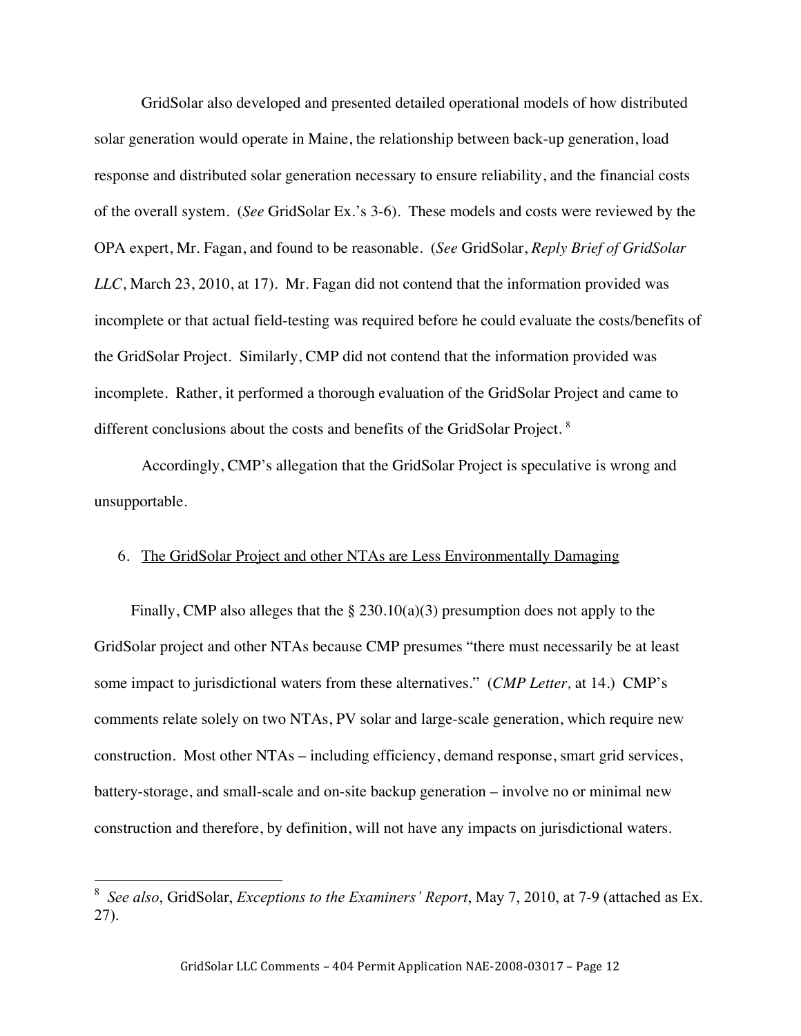GridSolar also developed and presented detailed operational models of how distributed solar generation would operate in Maine, the relationship between back-up generation, load response and distributed solar generation necessary to ensure reliability, and the financial costs of the overall system. (*See* GridSolar Ex.'s 3-6). These models and costs were reviewed by the OPA expert, Mr. Fagan, and found to be reasonable. (*See* GridSolar, *Reply Brief of GridSolar LLC*, March 23, 2010, at 17). Mr. Fagan did not contend that the information provided was incomplete or that actual field-testing was required before he could evaluate the costs/benefits of the GridSolar Project. Similarly, CMP did not contend that the information provided was incomplete. Rather, it performed a thorough evaluation of the GridSolar Project and came to different conclusions about the costs and benefits of the GridSolar Project. [8]

Accordingly, CMP's allegation that the GridSolar Project is speculative is wrong and unsupportable.

6. <u>The GridSolar Project and other NTAs are Less Environmentally Damaging</u>

Finally, CMP also alleges that the § 230.10(a)(3) presumption does not apply to the GridSolar project and other NTAs because CMP presumes "there must necessarily be at least some impact to jurisdictional waters from these alternatives." (*CMP Letter,* at 14.) CMP's comments relate solely on two NTAs, PV solar and large-scale generation, which require new construction. Most other NTAs – including efficiency, demand response, smart grid services, battery-storage, and small-scale and on-site backup generation – involve no or minimal new construction and therefore, by definition, will not have any impacts on jurisdictional waters.

---

[8] *See also*, GridSolar, *Exceptions to the Examiners' Report*, May 7, 2010, at 7-9 (attached as Ex. 27).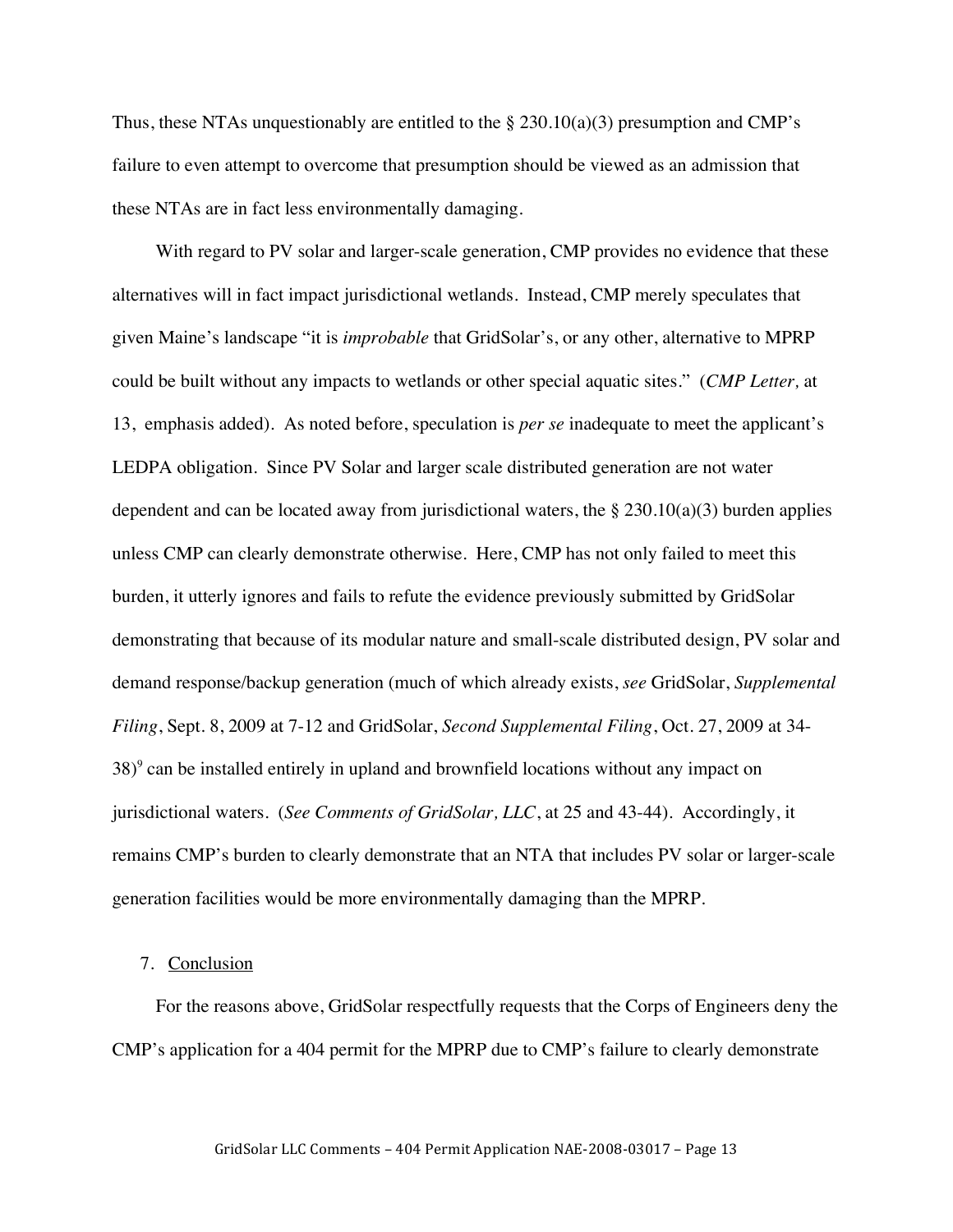Thus, these NTAs unquestionably are entitled to the § 230.10(a)(3) presumption and CMP's failure to even attempt to overcome that presumption should be viewed as an admission that these NTAs are in fact less environmentally damaging.

With regard to PV solar and larger-scale generation, CMP provides no evidence that these alternatives will in fact impact jurisdictional wetlands. Instead, CMP merely speculates that given Maine's landscape "it is *improbable* that GridSolar's, or any other, alternative to MPRP could be built without any impacts to wetlands or other special aquatic sites." (*CMP Letter,* at 13, emphasis added). As noted before, speculation is *per se* inadequate to meet the applicant's LEDPA obligation. Since PV Solar and larger scale distributed generation are not water dependent and can be located away from jurisdictional waters, the § 230.10(a)(3) burden applies unless CMP can clearly demonstrate otherwise. Here, CMP has not only failed to meet this burden, it utterly ignores and fails to refute the evidence previously submitted by GridSolar demonstrating that because of its modular nature and small-scale distributed design, PV solar and demand response/backup generation (much of which already exists, *see* GridSolar, *Supplemental Filing*, Sept. 8, 2009 at 7-12 and GridSolar, *Second Supplemental Filing*, Oct. 27, 2009 at 34-38)[9] can be installed entirely in upland and brownfield locations without any impact on jurisdictional waters. (*See Comments of GridSolar, LLC*, at 25 and 43-44). Accordingly, it remains CMP's burden to clearly demonstrate that an NTA that includes PV solar or larger-scale generation facilities would be more environmentally damaging than the MPRP.

## 7. Conclusion

For the reasons above, GridSolar respectfully requests that the Corps of Engineers deny the CMP's application for a 404 permit for the MPRP due to CMP's failure to clearly demonstrate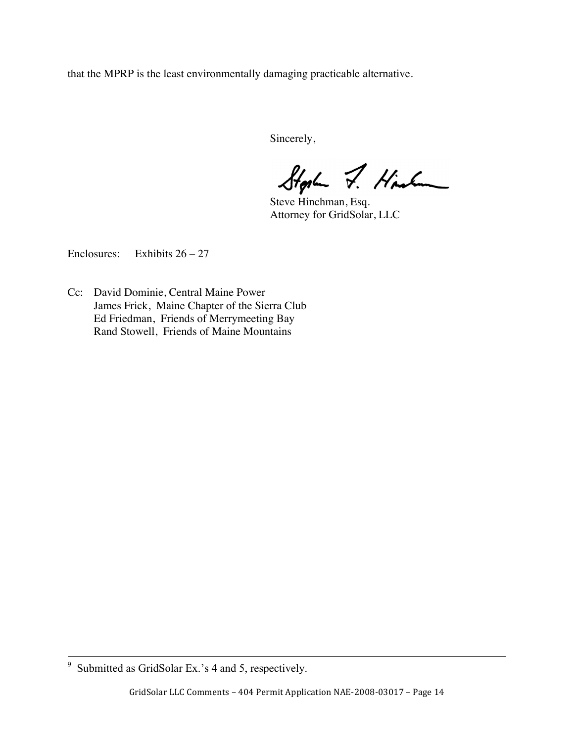that the MPRP is the least environmentally damaging practicable alternative.

Sincerely,

Steve Hinchman, Esq.
Attorney for GridSolar, LLC

Enclosures: Exhibits 26 – 27

Cc: David Dominie, Central Maine Power
James Frick, Maine Chapter of the Sierra Club
Ed Friedman, Friends of Merrymeeting Bay
Rand Stowell, Friends of Maine Mountains

---

[9] Submitted as GridSolar Ex.'s 4 and 5, respectively.